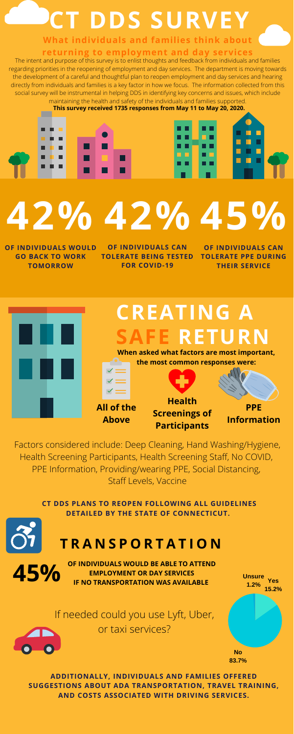# CT DDS SURVEY

## What individuals and families think about returning to employment and day services

The intent and purpose of this survey is to enlist thoughts and feedback from individuals and families regarding priorities in the reopening of employment and day services. The department is moving towards the development of a careful and thoughtful plan to reopen employment and day services and hearing directly from individuals and families is a key factor in how we focus. The information collected from this social survey will be instrumental in helping DDS in identifying key concerns and issues, which include maintaining the health and safety of the individuals and families supported.

**This survey received 1735 responses from May 11 to May 20, 2020.**

**42%** OF INDIVIDUALS WOULD GO BACK TO WORK TOMORROW

**42%** OF INDIVIDUALS CAN TOLERATE BEING TESTED FOR COVID-19

**45%** OF INDIVIDUALS CAN TOLERATE PPE DURING THEIR SERVICE

# CREATING A SAFE RETURN

**When asked what factors are most important, the most common responses were:**

- **All of the Above**
- **Health Screenings of Participants**
- **PPE Information**

Factors considered include: Deep Cleaning, Hand Washing/Hygiene, Health Screening Participants, Health Screening Staff, No COVID, PPE Information, Providing/wearing PPE, Social Distancing, Staff Levels, Vaccine

**CT DDS PLANS TO REOPEN FOLLOWING ALL GUIDELINES DETAILED BY THE STATE OF CONNECTICUT.**

# TRANSPORTATION

**45%** OF INDIVIDUALS WOULD BE ABLE TO ATTEND EMPLOYMENT OR DAY SERVICES IF NO TRANSPORTATION WAS AVAILABLE

If needed could you use Lyft, Uber, or taxi services?

| Response | Percent |
| --- | --- |
| Yes | 15.2% |
| No | 83.7% |
| Unsure | 1.2% |

**ADDITIONALLY, INDIVIDUALS AND FAMILIES OFFERED SUGGESTIONS ABOUT ADA TRANSPORTATION, TRAVEL TRAINING, AND COSTS ASSOCIATED WITH DRIVING SERVICES.**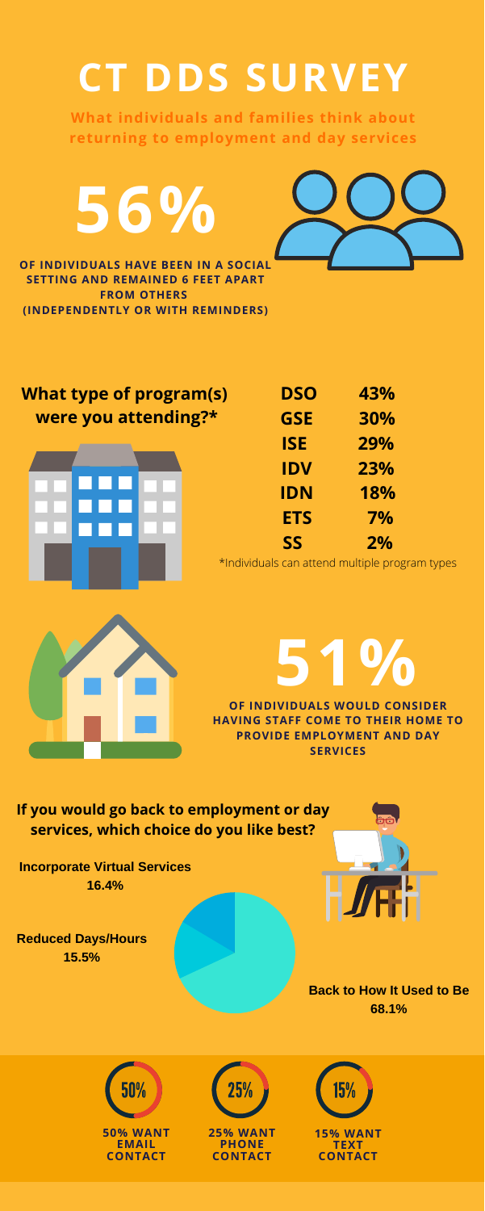# CT DDS SURVEY

**What individuals and families think about returning to employment and day services**

**56%**

**OF INDIVIDUALS HAVE BEEN IN A SOCIAL SETTING AND REMAINED 6 FEET APART FROM OTHERS (INDEPENDENTLY OR WITH REMINDERS)**

## What type of program(s) were you attending?*

| | |
|---|---|
| DSO | 43% |
| GSE | 30% |
| ISE | 29% |
| IDV | 23% |
| IDN | 18% |
| ETS | 7% |
| SS | 2% |

*Individuals can attend multiple program types

**51%**

**OF INDIVIDUALS WOULD CONSIDER HAVING STAFF COME TO THEIR HOME TO PROVIDE EMPLOYMENT AND DAY SERVICES**

## If you would go back to employment or day services, which choice do you like best?

Incorporate Virtual Services
16.4%

Reduced Days/Hours
15.5%

Back to How It Used to Be
68.1%

50%

**50% WANT EMAIL CONTACT**

25%

**25% WANT PHONE CONTACT**

15%

**15% WANT TEXT CONTACT**